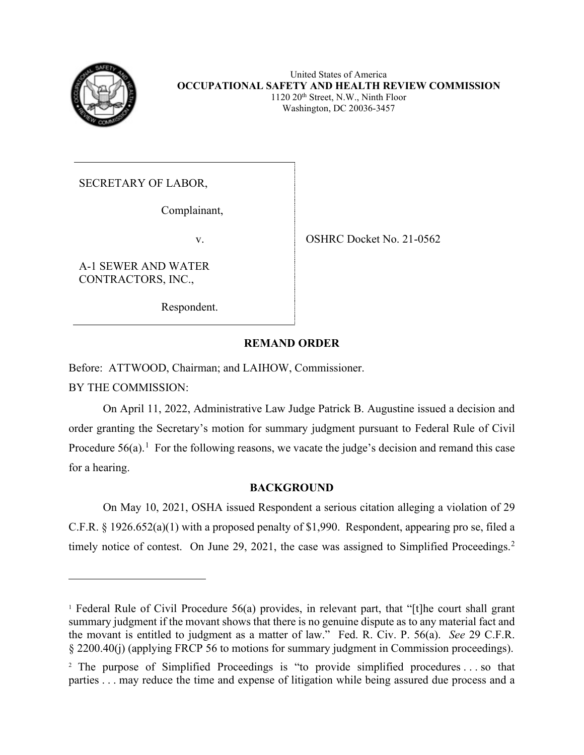United States of America
**OCCUPATIONAL SAFETY AND HEALTH REVIEW COMMISSION**
1120 20th Street, N.W., Ninth Floor
Washington, DC 20036-3457

SECRETARY OF LABOR,

Complainant,

v.

A-1 SEWER AND WATER CONTRACTORS, INC.,

Respondent.

OSHRC Docket No. 21-0562

## REMAND ORDER

Before: ATTWOOD, Chairman; and LAIHOW, Commissioner.

BY THE COMMISSION:

On April 11, 2022, Administrative Law Judge Patrick B. Augustine issued a decision and order granting the Secretary's motion for summary judgment pursuant to Federal Rule of Civil Procedure 56(a).[1] For the following reasons, we vacate the judge's decision and remand this case for a hearing.

## BACKGROUND

On May 10, 2021, OSHA issued Respondent a serious citation alleging a violation of 29 C.F.R. § 1926.652(a)(1) with a proposed penalty of $1,990. Respondent, appearing pro se, filed a timely notice of contest. On June 29, 2021, the case was assigned to Simplified Proceedings.[2]

---

[1] Federal Rule of Civil Procedure 56(a) provides, in relevant part, that "[t]he court shall grant summary judgment if the movant shows that there is no genuine dispute as to any material fact and the movant is entitled to judgment as a matter of law." Fed. R. Civ. P. 56(a). *See* 29 C.F.R. § 2200.40(j) (applying FRCP 56 to motions for summary judgment in Commission proceedings).

[2] The purpose of Simplified Proceedings is "to provide simplified procedures . . . so that parties . . . may reduce the time and expense of litigation while being assured due process and a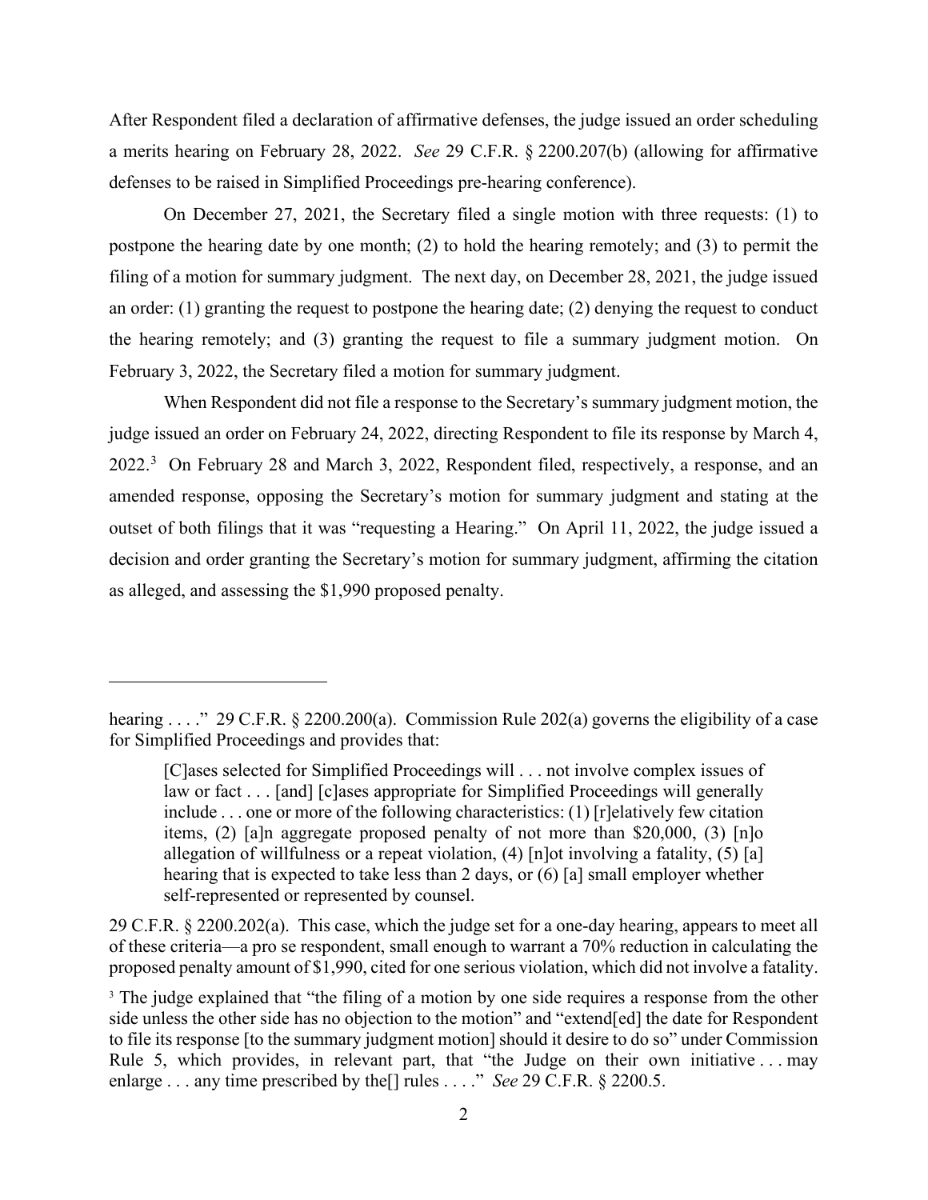After Respondent filed a declaration of affirmative defenses, the judge issued an order scheduling a merits hearing on February 28, 2022. *See* 29 C.F.R. § 2200.207(b) (allowing for affirmative defenses to be raised in Simplified Proceedings pre-hearing conference).

On December 27, 2021, the Secretary filed a single motion with three requests: (1) to postpone the hearing date by one month; (2) to hold the hearing remotely; and (3) to permit the filing of a motion for summary judgment. The next day, on December 28, 2021, the judge issued an order: (1) granting the request to postpone the hearing date; (2) denying the request to conduct the hearing remotely; and (3) granting the request to file a summary judgment motion. On February 3, 2022, the Secretary filed a motion for summary judgment.

When Respondent did not file a response to the Secretary's summary judgment motion, the judge issued an order on February 24, 2022, directing Respondent to file its response by March 4, 2022.[3] On February 28 and March 3, 2022, Respondent filed, respectively, a response, and an amended response, opposing the Secretary's motion for summary judgment and stating at the outset of both filings that it was "requesting a Hearing." On April 11, 2022, the judge issued a decision and order granting the Secretary's motion for summary judgment, affirming the citation as alleged, and assessing the $1,990 proposed penalty.

---

hearing . . . ." 29 C.F.R. § 2200.200(a). Commission Rule 202(a) governs the eligibility of a case for Simplified Proceedings and provides that:

> [C]ases selected for Simplified Proceedings will . . . not involve complex issues of law or fact . . . [and] [c]ases appropriate for Simplified Proceedings will generally include . . . one or more of the following characteristics: (1) [r]elatively few citation items, (2) [a]n aggregate proposed penalty of not more than $20,000, (3) [n]o allegation of willfulness or a repeat violation, (4) [n]ot involving a fatality, (5) [a] hearing that is expected to take less than 2 days, or (6) [a] small employer whether self-represented or represented by counsel.

29 C.F.R. § 2200.202(a). This case, which the judge set for a one-day hearing, appears to meet all of these criteria—a pro se respondent, small enough to warrant a 70% reduction in calculating the proposed penalty amount of $1,990, cited for one serious violation, which did not involve a fatality.

[3] The judge explained that "the filing of a motion by one side requires a response from the other side unless the other side has no objection to the motion" and "extend[ed] the date for Respondent to file its response [to the summary judgment motion] should it desire to do so" under Commission Rule 5, which provides, in relevant part, that "the Judge on their own initiative . . . may enlarge . . . any time prescribed by the[] rules . . . ." *See* 29 C.F.R. § 2200.5.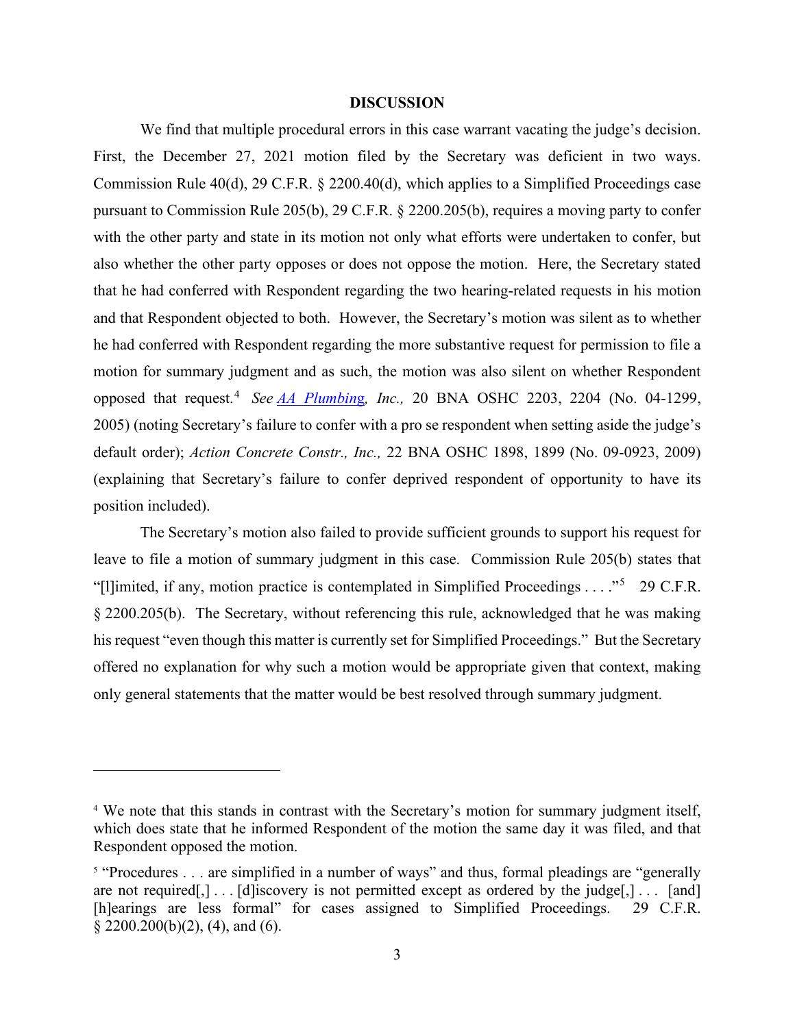## DISCUSSION

We find that multiple procedural errors in this case warrant vacating the judge's decision. First, the December 27, 2021 motion filed by the Secretary was deficient in two ways. Commission Rule 40(d), 29 C.F.R. § 2200.40(d), which applies to a Simplified Proceedings case pursuant to Commission Rule 205(b), 29 C.F.R. § 2200.205(b), requires a moving party to confer with the other party and state in its motion not only what efforts were undertaken to confer, but also whether the other party opposes or does not oppose the motion. Here, the Secretary stated that he had conferred with Respondent regarding the two hearing-related requests in his motion and that Respondent objected to both. However, the Secretary's motion was silent as to whether he had conferred with Respondent regarding the more substantive request for permission to file a motion for summary judgment and as such, the motion was also silent on whether Respondent opposed that request.[4] *See AA Plumbing, Inc.,* 20 BNA OSHC 2203, 2204 (No. 04-1299, 2005) (noting Secretary's failure to confer with a pro se respondent when setting aside the judge's default order); *Action Concrete Constr., Inc.,* 22 BNA OSHC 1898, 1899 (No. 09-0923, 2009) (explaining that Secretary's failure to confer deprived respondent of opportunity to have its position included).

The Secretary's motion also failed to provide sufficient grounds to support his request for leave to file a motion of summary judgment in this case. Commission Rule 205(b) states that "[l]imited, if any, motion practice is contemplated in Simplified Proceedings . . . ."[5] 29 C.F.R. § 2200.205(b). The Secretary, without referencing this rule, acknowledged that he was making his request "even though this matter is currently set for Simplified Proceedings." But the Secretary offered no explanation for why such a motion would be appropriate given that context, making only general statements that the matter would be best resolved through summary judgment.

---

[4] We note that this stands in contrast with the Secretary's motion for summary judgment itself, which does state that he informed Respondent of the motion the same day it was filed, and that Respondent opposed the motion.

[5] "Procedures . . . are simplified in a number of ways" and thus, formal pleadings are "generally are not required[,] . . . [d]iscovery is not permitted except as ordered by the judge[,] . . . [and] [h]earings are less formal" for cases assigned to Simplified Proceedings. 29 C.F.R. § 2200.200(b)(2), (4), and (6).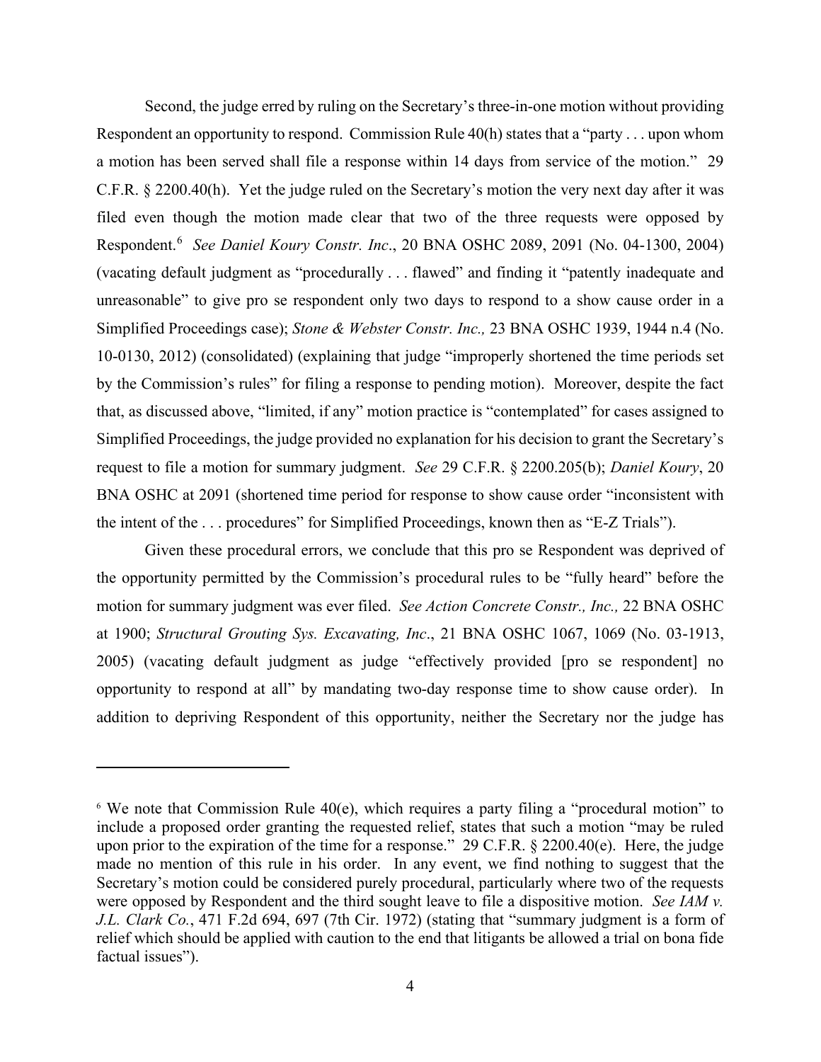Second, the judge erred by ruling on the Secretary's three-in-one motion without providing Respondent an opportunity to respond. Commission Rule 40(h) states that a "party . . . upon whom a motion has been served shall file a response within 14 days from service of the motion." 29 C.F.R. § 2200.40(h). Yet the judge ruled on the Secretary's motion the very next day after it was filed even though the motion made clear that two of the three requests were opposed by Respondent.[6] *See Daniel Koury Constr. Inc*., 20 BNA OSHC 2089, 2091 (No. 04-1300, 2004) (vacating default judgment as "procedurally . . . flawed" and finding it "patently inadequate and unreasonable" to give pro se respondent only two days to respond to a show cause order in a Simplified Proceedings case); *Stone & Webster Constr. Inc.,* 23 BNA OSHC 1939, 1944 n.4 (No. 10-0130, 2012) (consolidated) (explaining that judge "improperly shortened the time periods set by the Commission's rules" for filing a response to pending motion). Moreover, despite the fact that, as discussed above, "limited, if any" motion practice is "contemplated" for cases assigned to Simplified Proceedings, the judge provided no explanation for his decision to grant the Secretary's request to file a motion for summary judgment. *See* 29 C.F.R. § 2200.205(b); *Daniel Koury*, 20 BNA OSHC at 2091 (shortened time period for response to show cause order "inconsistent with the intent of the . . . procedures" for Simplified Proceedings, known then as "E-Z Trials").

Given these procedural errors, we conclude that this pro se Respondent was deprived of the opportunity permitted by the Commission's procedural rules to be "fully heard" before the motion for summary judgment was ever filed. *See Action Concrete Constr., Inc.,* 22 BNA OSHC at 1900; *Structural Grouting Sys. Excavating, Inc*., 21 BNA OSHC 1067, 1069 (No. 03-1913, 2005) (vacating default judgment as judge "effectively provided [pro se respondent] no opportunity to respond at all" by mandating two-day response time to show cause order). In addition to depriving Respondent of this opportunity, neither the Secretary nor the judge has

---

[6] We note that Commission Rule 40(e), which requires a party filing a "procedural motion" to include a proposed order granting the requested relief, states that such a motion "may be ruled upon prior to the expiration of the time for a response." 29 C.F.R. § 2200.40(e). Here, the judge made no mention of this rule in his order. In any event, we find nothing to suggest that the Secretary's motion could be considered purely procedural, particularly where two of the requests were opposed by Respondent and the third sought leave to file a dispositive motion. *See IAM v. J.L. Clark Co.*, 471 F.2d 694, 697 (7th Cir. 1972) (stating that "summary judgment is a form of relief which should be applied with caution to the end that litigants be allowed a trial on bona fide factual issues").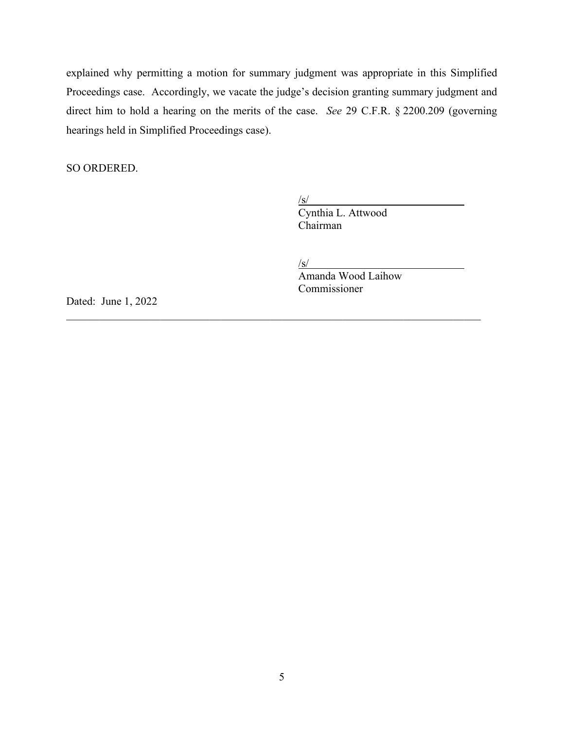explained why permitting a motion for summary judgment was appropriate in this Simplified Proceedings case. Accordingly, we vacate the judge's decision granting summary judgment and direct him to hold a hearing on the merits of the case. *See* 29 C.F.R. § 2200.209 (governing hearings held in Simplified Proceedings case).

SO ORDERED.

/s/
Cynthia L. Attwood
Chairman

/s/
Amanda Wood Laihow
Commissioner

Dated: June 1, 2022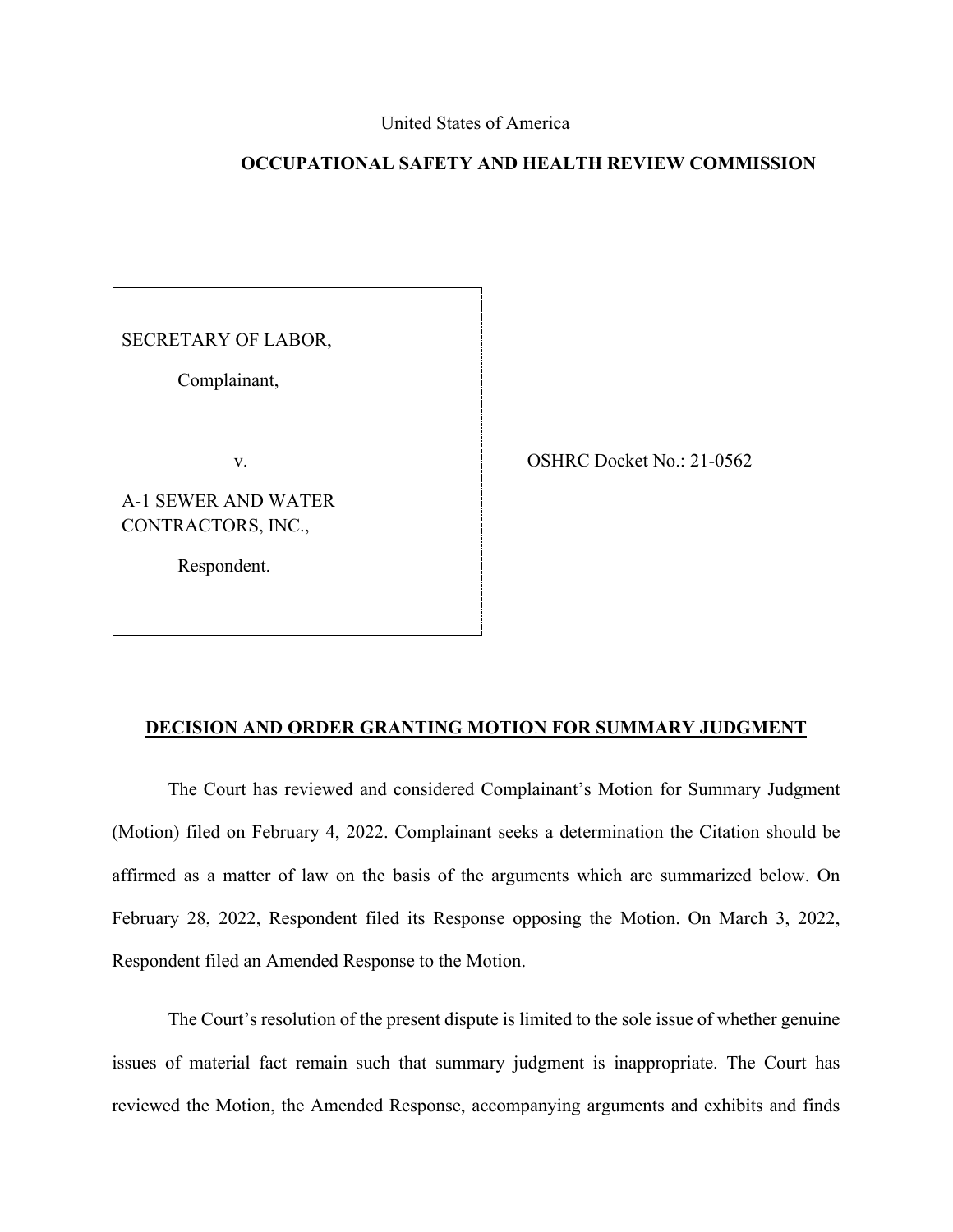United States of America

**OCCUPATIONAL SAFETY AND HEALTH REVIEW COMMISSION**

| | |
|---|---|
| SECRETARY OF LABOR,<br><br>Complainant,<br><br>v.<br><br>A-1 SEWER AND WATER CONTRACTORS, INC.,<br><br>Respondent. | OSHRC Docket No.: 21-0562 |

**DECISION AND ORDER GRANTING MOTION FOR SUMMARY JUDGMENT**

The Court has reviewed and considered Complainant's Motion for Summary Judgment (Motion) filed on February 4, 2022. Complainant seeks a determination the Citation should be affirmed as a matter of law on the basis of the arguments which are summarized below. On February 28, 2022, Respondent filed its Response opposing the Motion. On March 3, 2022, Respondent filed an Amended Response to the Motion.

The Court's resolution of the present dispute is limited to the sole issue of whether genuine issues of material fact remain such that summary judgment is inappropriate. The Court has reviewed the Motion, the Amended Response, accompanying arguments and exhibits and finds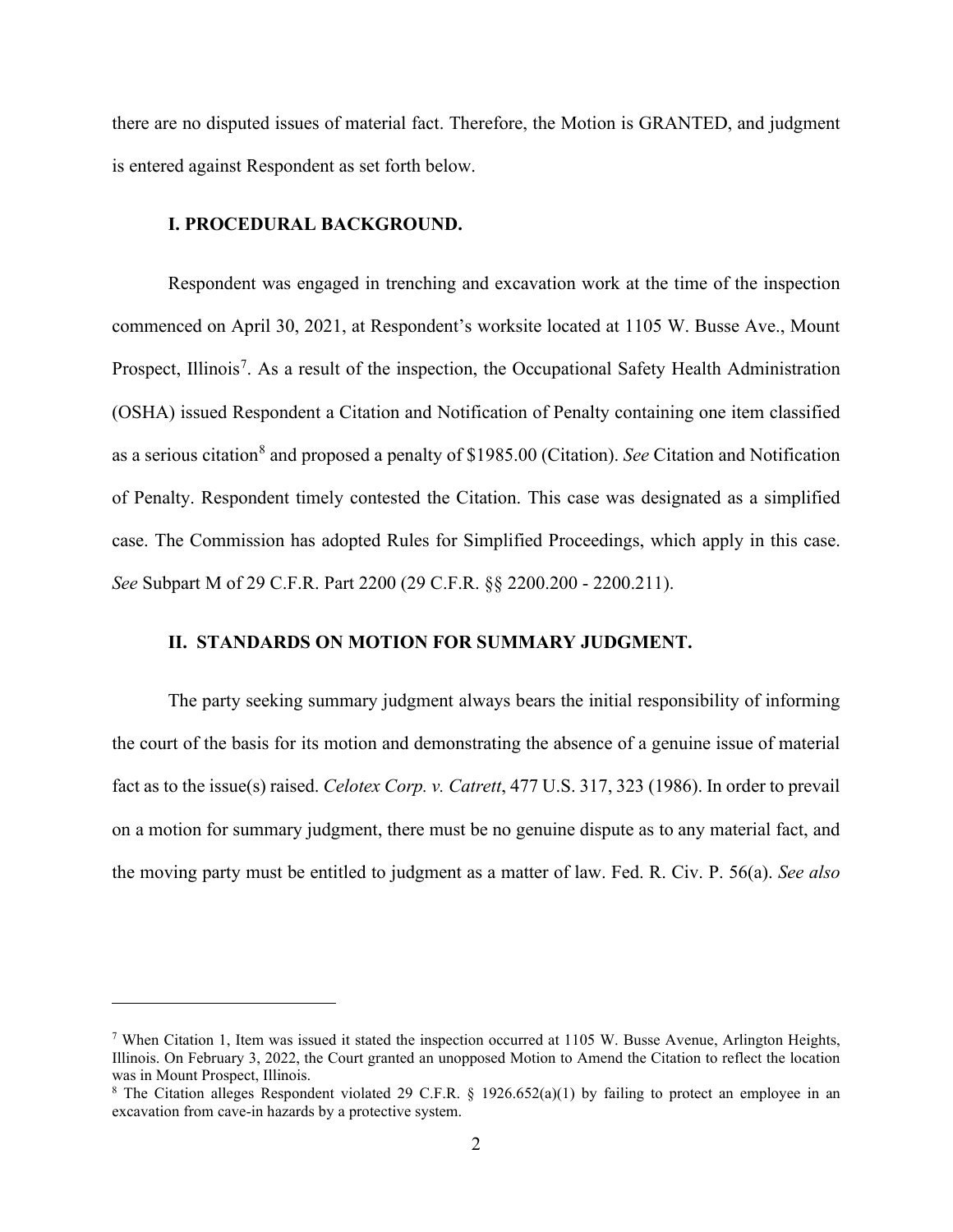there are no disputed issues of material fact. Therefore, the Motion is GRANTED, and judgment is entered against Respondent as set forth below.

## I. PROCEDURAL BACKGROUND.

Respondent was engaged in trenching and excavation work at the time of the inspection commenced on April 30, 2021, at Respondent's worksite located at 1105 W. Busse Ave., Mount Prospect, Illinois[7]. As a result of the inspection, the Occupational Safety Health Administration (OSHA) issued Respondent a Citation and Notification of Penalty containing one item classified as a serious citation[8] and proposed a penalty of $1985.00 (Citation). *See* Citation and Notification of Penalty. Respondent timely contested the Citation. This case was designated as a simplified case. The Commission has adopted Rules for Simplified Proceedings, which apply in this case. *See* Subpart M of 29 C.F.R. Part 2200 (29 C.F.R. §§ 2200.200 - 2200.211).

## II. STANDARDS ON MOTION FOR SUMMARY JUDGMENT.

The party seeking summary judgment always bears the initial responsibility of informing the court of the basis for its motion and demonstrating the absence of a genuine issue of material fact as to the issue(s) raised. *Celotex Corp. v. Catrett*, 477 U.S. 317, 323 (1986). In order to prevail on a motion for summary judgment, there must be no genuine dispute as to any material fact, and the moving party must be entitled to judgment as a matter of law. Fed. R. Civ. P. 56(a). *See also*

---

[7] When Citation 1, Item was issued it stated the inspection occurred at 1105 W. Busse Avenue, Arlington Heights, Illinois. On February 3, 2022, the Court granted an unopposed Motion to Amend the Citation to reflect the location was in Mount Prospect, Illinois.

[8] The Citation alleges Respondent violated 29 C.F.R. § 1926.652(a)(1) by failing to protect an employee in an excavation from cave-in hazards by a protective system.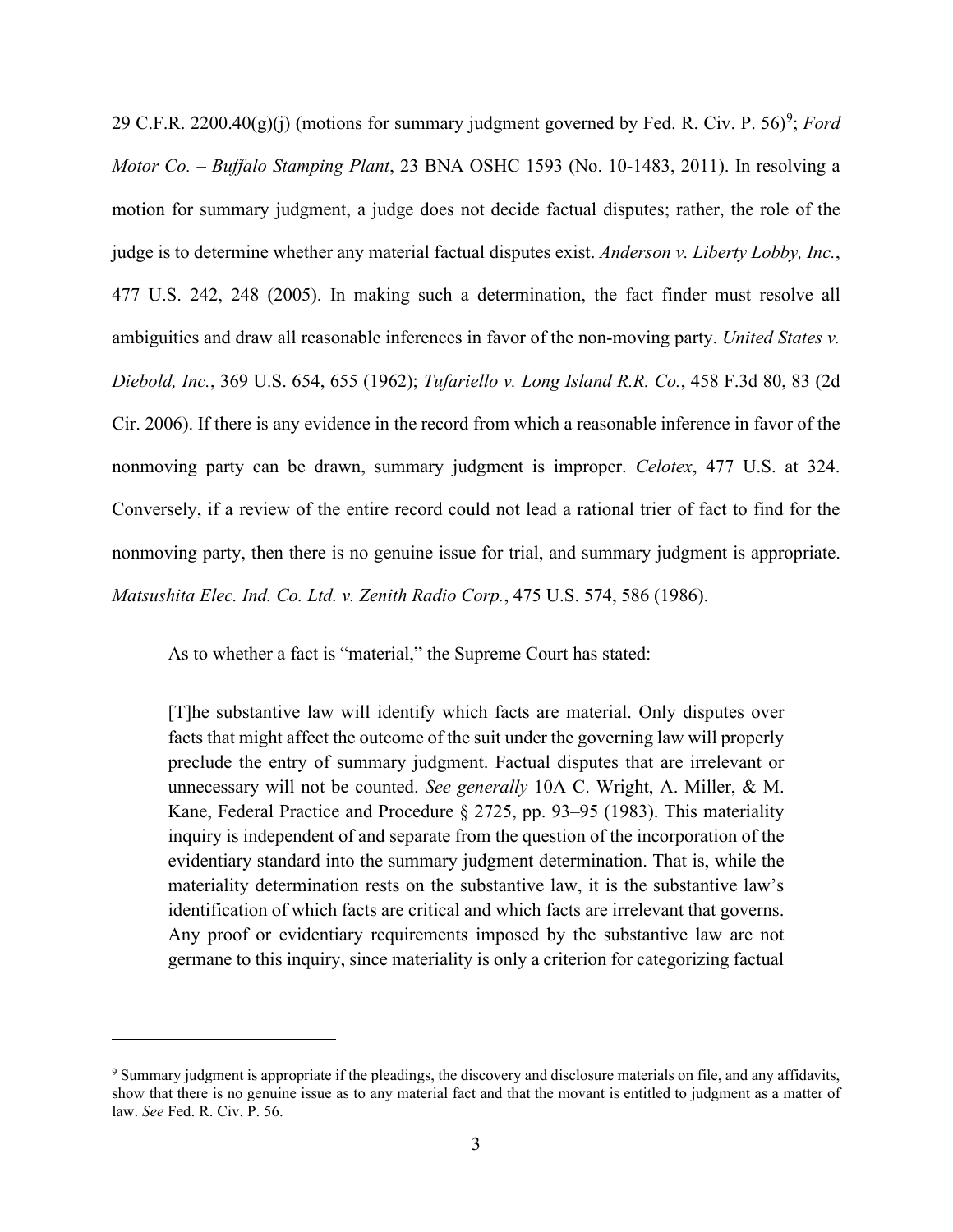29 C.F.R. 2200.40(g)(j) (motions for summary judgment governed by Fed. R. Civ. P. 56)[9]; *Ford Motor Co. – Buffalo Stamping Plant*, 23 BNA OSHC 1593 (No. 10-1483, 2011). In resolving a motion for summary judgment, a judge does not decide factual disputes; rather, the role of the judge is to determine whether any material factual disputes exist. *Anderson v. Liberty Lobby, Inc.*, 477 U.S. 242, 248 (2005). In making such a determination, the fact finder must resolve all ambiguities and draw all reasonable inferences in favor of the non-moving party. *United States v. Diebold, Inc.*, 369 U.S. 654, 655 (1962); *Tufariello v. Long Island R.R. Co.*, 458 F.3d 80, 83 (2d Cir. 2006). If there is any evidence in the record from which a reasonable inference in favor of the nonmoving party can be drawn, summary judgment is improper. *Celotex*, 477 U.S. at 324. Conversely, if a review of the entire record could not lead a rational trier of fact to find for the nonmoving party, then there is no genuine issue for trial, and summary judgment is appropriate. *Matsushita Elec. Ind. Co. Ltd. v. Zenith Radio Corp.*, 475 U.S. 574, 586 (1986).

As to whether a fact is "material," the Supreme Court has stated:

> [T]he substantive law will identify which facts are material. Only disputes over facts that might affect the outcome of the suit under the governing law will properly preclude the entry of summary judgment. Factual disputes that are irrelevant or unnecessary will not be counted. *See generally* 10A C. Wright, A. Miller, & M. Kane, Federal Practice and Procedure § 2725, pp. 93–95 (1983). This materiality inquiry is independent of and separate from the question of the incorporation of the evidentiary standard into the summary judgment determination. That is, while the materiality determination rests on the substantive law, it is the substantive law's identification of which facts are critical and which facts are irrelevant that governs. Any proof or evidentiary requirements imposed by the substantive law are not germane to this inquiry, since materiality is only a criterion for categorizing factual

---

[9] Summary judgment is appropriate if the pleadings, the discovery and disclosure materials on file, and any affidavits, show that there is no genuine issue as to any material fact and that the movant is entitled to judgment as a matter of law. *See* Fed. R. Civ. P. 56.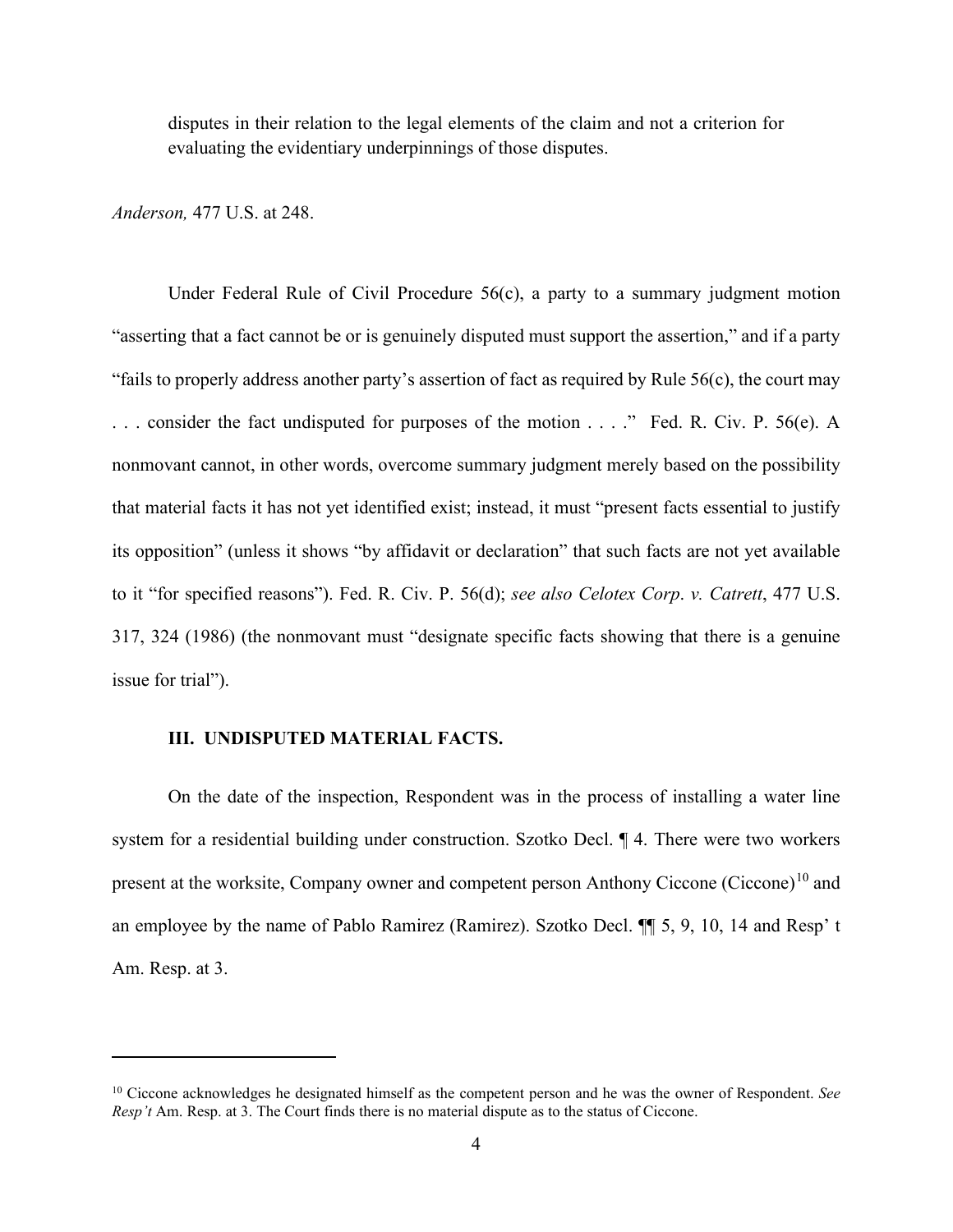disputes in their relation to the legal elements of the claim and not a criterion for evaluating the evidentiary underpinnings of those disputes.

*Anderson,* 477 U.S. at 248.

Under Federal Rule of Civil Procedure 56(c), a party to a summary judgment motion "asserting that a fact cannot be or is genuinely disputed must support the assertion," and if a party "fails to properly address another party's assertion of fact as required by Rule 56(c), the court may . . . consider the fact undisputed for purposes of the motion . . . ." Fed. R. Civ. P. 56(e). A nonmovant cannot, in other words, overcome summary judgment merely based on the possibility that material facts it has not yet identified exist; instead, it must "present facts essential to justify its opposition" (unless it shows "by affidavit or declaration" that such facts are not yet available to it "for specified reasons"). Fed. R. Civ. P. 56(d); *see also Celotex Corp. v. Catrett*, 477 U.S. 317, 324 (1986) (the nonmovant must "designate specific facts showing that there is a genuine issue for trial").

### III. UNDISPUTED MATERIAL FACTS.

On the date of the inspection, Respondent was in the process of installing a water line system for a residential building under construction. Szotko Decl. ¶ 4. There were two workers present at the worksite, Company owner and competent person Anthony Ciccone (Ciccone)[10] and an employee by the name of Pablo Ramirez (Ramirez). Szotko Decl. ¶¶ 5, 9, 10, 14 and Resp' t Am. Resp. at 3.

---

[10] Ciccone acknowledges he designated himself as the competent person and he was the owner of Respondent. *See Resp't* Am. Resp. at 3. The Court finds there is no material dispute as to the status of Ciccone.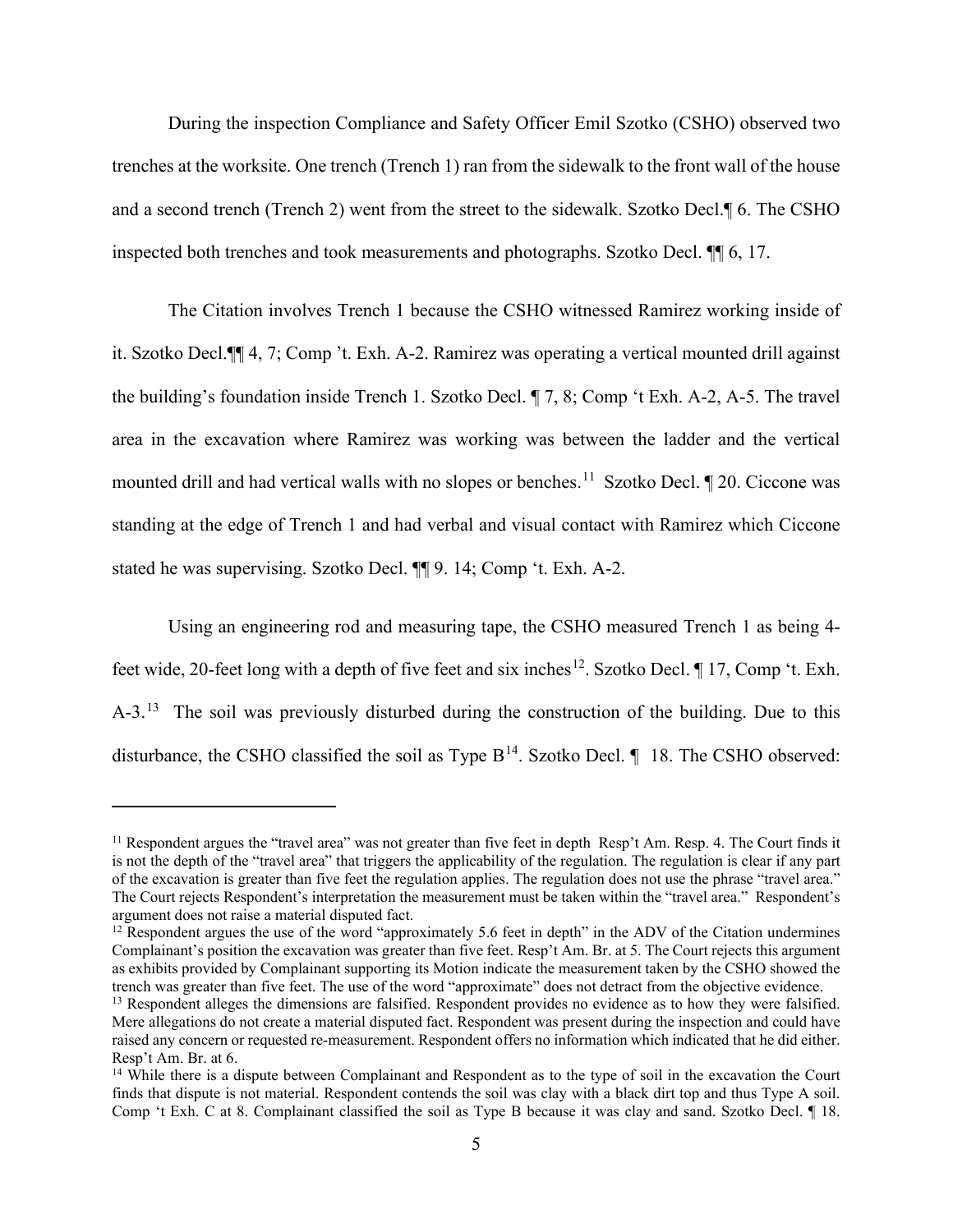During the inspection Compliance and Safety Officer Emil Szotko (CSHO) observed two trenches at the worksite. One trench (Trench 1) ran from the sidewalk to the front wall of the house and a second trench (Trench 2) went from the street to the sidewalk. Szotko Decl.¶ 6. The CSHO inspected both trenches and took measurements and photographs. Szotko Decl. ¶¶ 6, 17.

The Citation involves Trench 1 because the CSHO witnessed Ramirez working inside of it. Szotko Decl.¶¶ 4, 7; Comp 't. Exh. A-2. Ramirez was operating a vertical mounted drill against the building's foundation inside Trench 1. Szotko Decl. ¶ 7, 8; Comp 't Exh. A-2, A-5. The travel area in the excavation where Ramirez was working was between the ladder and the vertical mounted drill and had vertical walls with no slopes or benches.[11] Szotko Decl. ¶ 20. Ciccone was standing at the edge of Trench 1 and had verbal and visual contact with Ramirez which Ciccone stated he was supervising. Szotko Decl. ¶¶ 9. 14; Comp 't. Exh. A-2.

Using an engineering rod and measuring tape, the CSHO measured Trench 1 as being 4-feet wide, 20-feet long with a depth of five feet and six inches[12]. Szotko Decl. ¶ 17, Comp 't. Exh. A-3.[13] The soil was previously disturbed during the construction of the building. Due to this disturbance, the CSHO classified the soil as Type B[14]. Szotko Decl. ¶ 18. The CSHO observed:

---

[11] Respondent argues the "travel area" was not greater than five feet in depth Resp't Am. Resp. 4. The Court finds it is not the depth of the "travel area" that triggers the applicability of the regulation. The regulation is clear if any part of the excavation is greater than five feet the regulation applies. The regulation does not use the phrase "travel area." The Court rejects Respondent's interpretation the measurement must be taken within the "travel area." Respondent's argument does not raise a material disputed fact.

[12] Respondent argues the use of the word "approximately 5.6 feet in depth" in the ADV of the Citation undermines Complainant's position the excavation was greater than five feet. Resp't Am. Br. at 5. The Court rejects this argument as exhibits provided by Complainant supporting its Motion indicate the measurement taken by the CSHO showed the trench was greater than five feet. The use of the word "approximate" does not detract from the objective evidence.

[13] Respondent alleges the dimensions are falsified. Respondent provides no evidence as to how they were falsified. Mere allegations do not create a material disputed fact. Respondent was present during the inspection and could have raised any concern or requested re-measurement. Respondent offers no information which indicated that he did either. Resp't Am. Br. at 6.

[14] While there is a dispute between Complainant and Respondent as to the type of soil in the excavation the Court finds that dispute is not material. Respondent contends the soil was clay with a black dirt top and thus Type A soil. Comp 't Exh. C at 8. Complainant classified the soil as Type B because it was clay and sand. Szotko Decl. ¶ 18.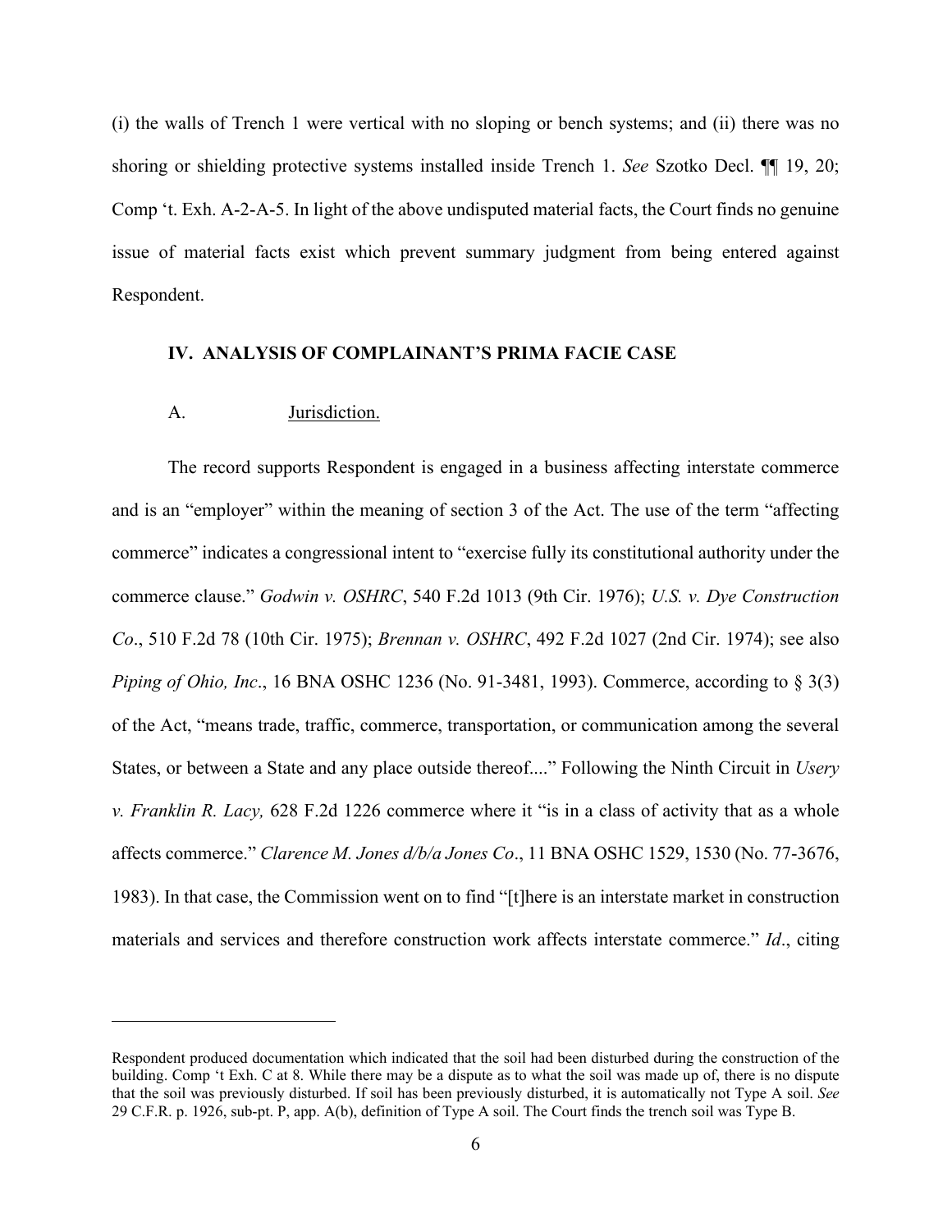(i) the walls of Trench 1 were vertical with no sloping or bench systems; and (ii) there was no shoring or shielding protective systems installed inside Trench 1. *See* Szotko Decl. ¶¶ 19, 20; Comp 't. Exh. A-2-A-5. In light of the above undisputed material facts, the Court finds no genuine issue of material facts exist which prevent summary judgment from being entered against Respondent.

## IV. ANALYSIS OF COMPLAINANT'S PRIMA FACIE CASE

### A. Jurisdiction.

The record supports Respondent is engaged in a business affecting interstate commerce and is an "employer" within the meaning of section 3 of the Act. The use of the term "affecting commerce" indicates a congressional intent to "exercise fully its constitutional authority under the commerce clause." *Godwin v. OSHRC*, 540 F.2d 1013 (9th Cir. 1976); *U.S. v. Dye Construction Co*., 510 F.2d 78 (10th Cir. 1975); *Brennan v. OSHRC*, 492 F.2d 1027 (2nd Cir. 1974); see also *Piping of Ohio, Inc*., 16 BNA OSHC 1236 (No. 91-3481, 1993). Commerce, according to § 3(3) of the Act, "means trade, traffic, commerce, transportation, or communication among the several States, or between a State and any place outside thereof...." Following the Ninth Circuit in *Usery v. Franklin R. Lacy,* 628 F.2d 1226 commerce where it "is in a class of activity that as a whole affects commerce." *Clarence M. Jones d/b/a Jones Co*., 11 BNA OSHC 1529, 1530 (No. 77-3676, 1983). In that case, the Commission went on to find "[t]here is an interstate market in construction materials and services and therefore construction work affects interstate commerce." *Id*., citing

---

Respondent produced documentation which indicated that the soil had been disturbed during the construction of the building. Comp 't Exh. C at 8. While there may be a dispute as to what the soil was made up of, there is no dispute that the soil was previously disturbed. If soil has been previously disturbed, it is automatically not Type A soil. *See* 29 C.F.R. p. 1926, sub-pt. P, app. A(b), definition of Type A soil. The Court finds the trench soil was Type B.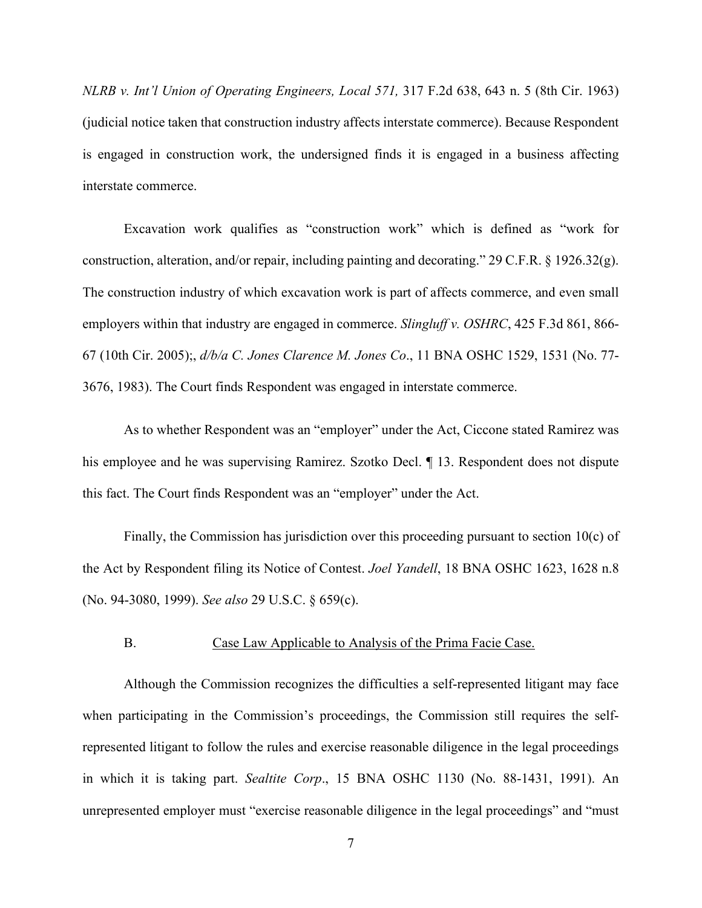*NLRB v. Int'l Union of Operating Engineers, Local 571,* 317 F.2d 638, 643 n. 5 (8th Cir. 1963) (judicial notice taken that construction industry affects interstate commerce). Because Respondent is engaged in construction work, the undersigned finds it is engaged in a business affecting interstate commerce.

Excavation work qualifies as "construction work" which is defined as "work for construction, alteration, and/or repair, including painting and decorating." 29 C.F.R. § 1926.32(g). The construction industry of which excavation work is part of affects commerce, and even small employers within that industry are engaged in commerce. *Slingluff v. OSHRC*, 425 F.3d 861, 866-67 (10th Cir. 2005);, *d/b/a C. Jones Clarence M. Jones Co*., 11 BNA OSHC 1529, 1531 (No. 77-3676, 1983). The Court finds Respondent was engaged in interstate commerce.

As to whether Respondent was an "employer" under the Act, Ciccone stated Ramirez was his employee and he was supervising Ramirez. Szotko Decl. ¶ 13. Respondent does not dispute this fact. The Court finds Respondent was an "employer" under the Act.

Finally, the Commission has jurisdiction over this proceeding pursuant to section 10(c) of the Act by Respondent filing its Notice of Contest. *Joel Yandell*, 18 BNA OSHC 1623, 1628 n.8 (No. 94-3080, 1999). *See also* 29 U.S.C. § 659(c).

### B. Case Law Applicable to Analysis of the Prima Facie Case.

Although the Commission recognizes the difficulties a self-represented litigant may face when participating in the Commission's proceedings, the Commission still requires the self-represented litigant to follow the rules and exercise reasonable diligence in the legal proceedings in which it is taking part. *Sealtite Corp*., 15 BNA OSHC 1130 (No. 88-1431, 1991). An unrepresented employer must "exercise reasonable diligence in the legal proceedings" and "must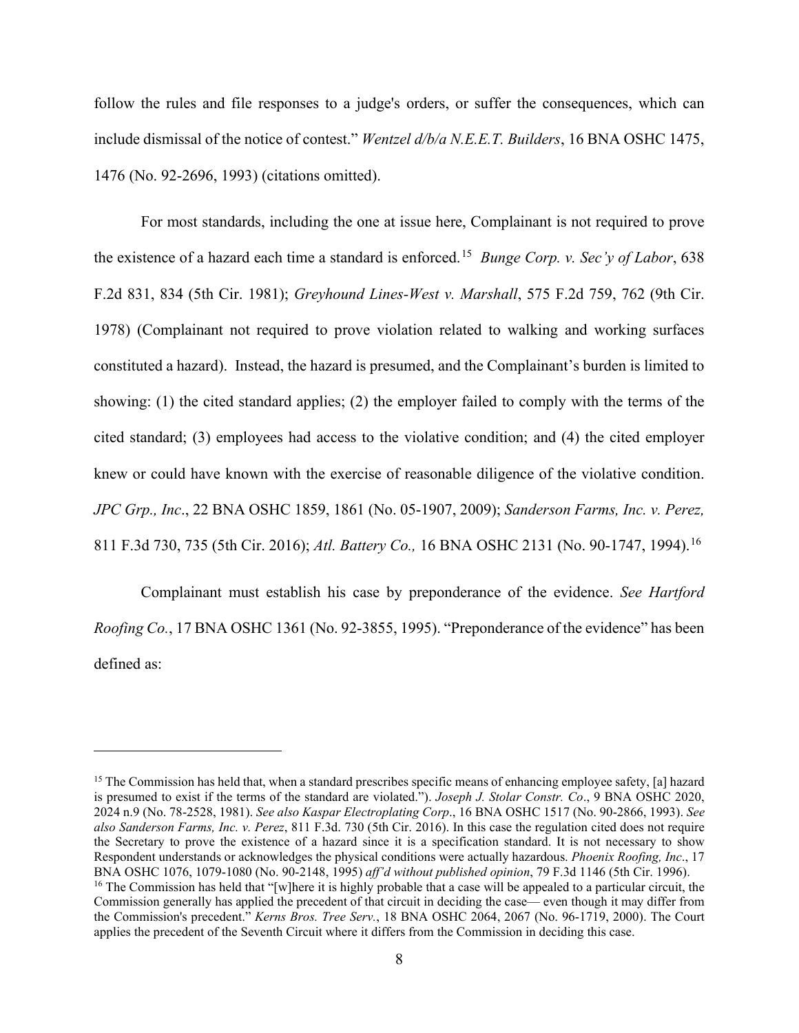follow the rules and file responses to a judge's orders, or suffer the consequences, which can include dismissal of the notice of contest." *Wentzel d/b/a N.E.E.T. Builders*, 16 BNA OSHC 1475, 1476 (No. 92-2696, 1993) (citations omitted).

For most standards, including the one at issue here, Complainant is not required to prove the existence of a hazard each time a standard is enforced.[15] *Bunge Corp. v. Sec'y of Labor*, 638 F.2d 831, 834 (5th Cir. 1981); *Greyhound Lines-West v. Marshall*, 575 F.2d 759, 762 (9th Cir. 1978) (Complainant not required to prove violation related to walking and working surfaces constituted a hazard). Instead, the hazard is presumed, and the Complainant's burden is limited to showing: (1) the cited standard applies; (2) the employer failed to comply with the terms of the cited standard; (3) employees had access to the violative condition; and (4) the cited employer knew or could have known with the exercise of reasonable diligence of the violative condition. *JPC Grp., Inc*., 22 BNA OSHC 1859, 1861 (No. 05-1907, 2009); *Sanderson Farms, Inc. v. Perez,* 811 F.3d 730, 735 (5th Cir. 2016); *Atl. Battery Co.,* 16 BNA OSHC 2131 (No. 90-1747, 1994).[16]

Complainant must establish his case by preponderance of the evidence. *See Hartford Roofing Co.*, 17 BNA OSHC 1361 (No. 92-3855, 1995). "Preponderance of the evidence" has been defined as:

---

[15] The Commission has held that, when a standard prescribes specific means of enhancing employee safety, [a] hazard is presumed to exist if the terms of the standard are violated."). *Joseph J. Stolar Constr. Co*., 9 BNA OSHC 2020, 2024 n.9 (No. 78-2528, 1981). *See also Kaspar Electroplating Corp*., 16 BNA OSHC 1517 (No. 90-2866, 1993). *See also Sanderson Farms, Inc. v. Perez*, 811 F.3d. 730 (5th Cir. 2016). In this case the regulation cited does not require the Secretary to prove the existence of a hazard since it is a specification standard. It is not necessary to show Respondent understands or acknowledges the physical conditions were actually hazardous. *Phoenix Roofing, Inc*., 17 BNA OSHC 1076, 1079-1080 (No. 90-2148, 1995) *aff'd without published opinion*, 79 F.3d 1146 (5th Cir. 1996).

[16] The Commission has held that "[w]here it is highly probable that a case will be appealed to a particular circuit, the Commission generally has applied the precedent of that circuit in deciding the case— even though it may differ from the Commission's precedent." *Kerns Bros. Tree Serv.*, 18 BNA OSHC 2064, 2067 (No. 96-1719, 2000). The Court applies the precedent of the Seventh Circuit where it differs from the Commission in deciding this case.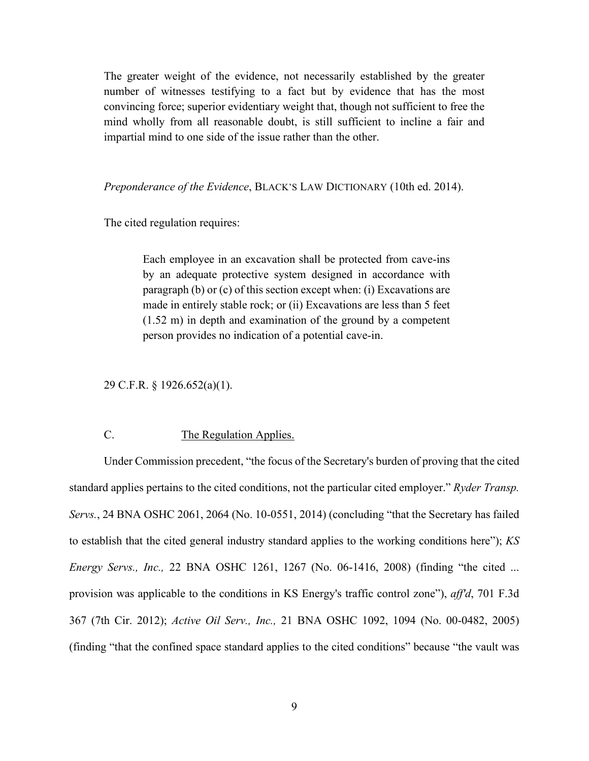> The greater weight of the evidence, not necessarily established by the greater number of witnesses testifying to a fact but by evidence that has the most convincing force; superior evidentiary weight that, though not sufficient to free the mind wholly from all reasonable doubt, is still sufficient to incline a fair and impartial mind to one side of the issue rather than the other.

*Preponderance of the Evidence*, BLACK'S LAW DICTIONARY (10th ed. 2014).

The cited regulation requires:

> Each employee in an excavation shall be protected from cave-ins by an adequate protective system designed in accordance with paragraph (b) or (c) of this section except when: (i) Excavations are made in entirely stable rock; or (ii) Excavations are less than 5 feet (1.52 m) in depth and examination of the ground by a competent person provides no indication of a potential cave-in.

29 C.F.R. § 1926.652(a)(1).

### C. <u>The Regulation Applies.</u>

Under Commission precedent, "the focus of the Secretary's burden of proving that the cited standard applies pertains to the cited conditions, not the particular cited employer." *Ryder Transp. Servs.*, 24 BNA OSHC 2061, 2064 (No. 10-0551, 2014) (concluding "that the Secretary has failed to establish that the cited general industry standard applies to the working conditions here"); *KS Energy Servs., Inc.,* 22 BNA OSHC 1261, 1267 (No. 06-1416, 2008) (finding "the cited ... provision was applicable to the conditions in KS Energy's traffic control zone"), *aff'd*, 701 F.3d 367 (7th Cir. 2012); *Active Oil Serv., Inc.,* 21 BNA OSHC 1092, 1094 (No. 00-0482, 2005) (finding "that the confined space standard applies to the cited conditions" because "the vault was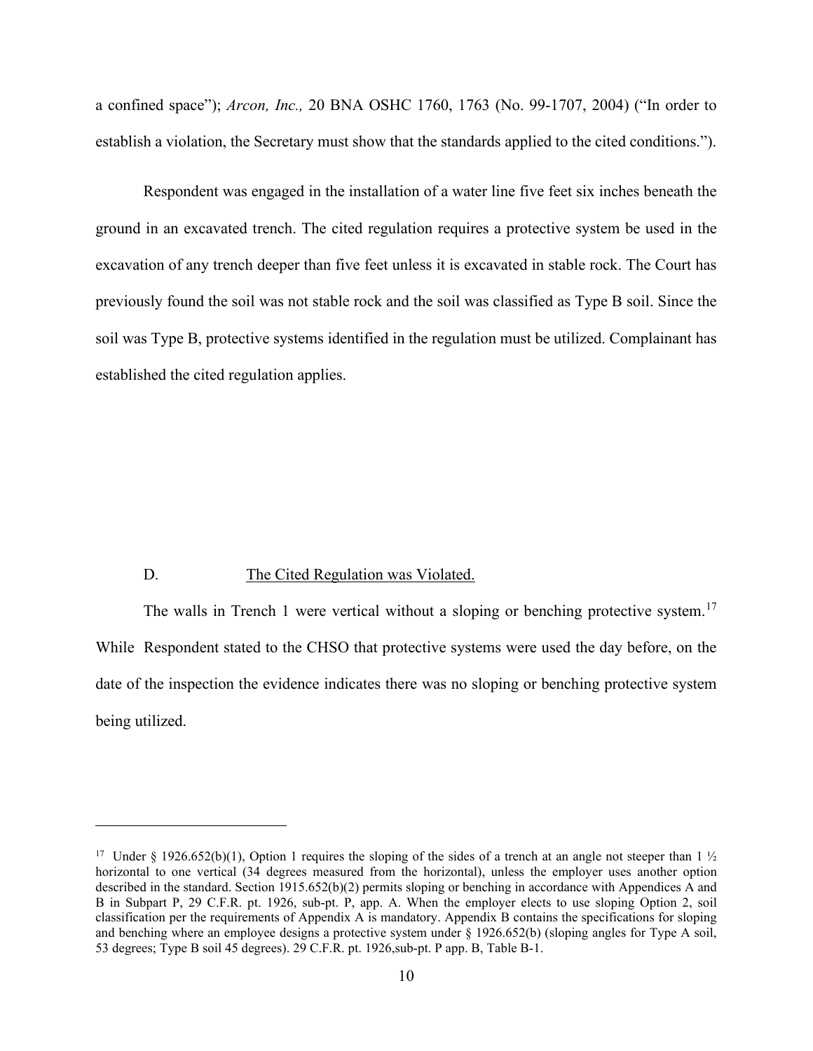a confined space"); *Arcon, Inc.,* 20 BNA OSHC 1760, 1763 (No. 99-1707, 2004) ("In order to establish a violation, the Secretary must show that the standards applied to the cited conditions.").

Respondent was engaged in the installation of a water line five feet six inches beneath the ground in an excavated trench. The cited regulation requires a protective system be used in the excavation of any trench deeper than five feet unless it is excavated in stable rock. The Court has previously found the soil was not stable rock and the soil was classified as Type B soil. Since the soil was Type B, protective systems identified in the regulation must be utilized. Complainant has established the cited regulation applies.

D. <u>The Cited Regulation was Violated.</u>

The walls in Trench 1 were vertical without a sloping or benching protective system.[17] While Respondent stated to the CHSO that protective systems were used the day before, on the date of the inspection the evidence indicates there was no sloping or benching protective system being utilized.

---

[17] Under § 1926.652(b)(1), Option 1 requires the sloping of the sides of a trench at an angle not steeper than 1 ½ horizontal to one vertical (34 degrees measured from the horizontal), unless the employer uses another option described in the standard. Section 1915.652(b)(2) permits sloping or benching in accordance with Appendices A and B in Subpart P, 29 C.F.R. pt. 1926, sub-pt. P, app. A. When the employer elects to use sloping Option 2, soil classification per the requirements of Appendix A is mandatory. Appendix B contains the specifications for sloping and benching where an employee designs a protective system under § 1926.652(b) (sloping angles for Type A soil, 53 degrees; Type B soil 45 degrees). 29 C.F.R. pt. 1926,sub-pt. P app. B, Table B-1.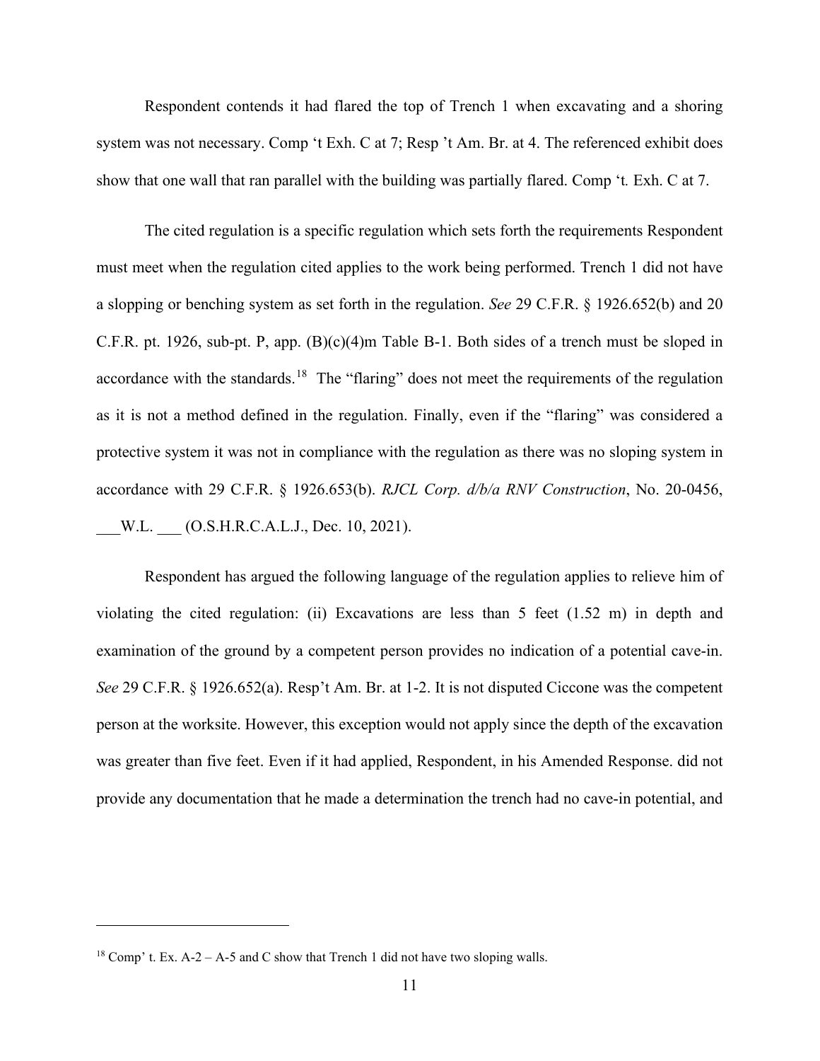Respondent contends it had flared the top of Trench 1 when excavating and a shoring system was not necessary. Comp 't Exh. C at 7; Resp 't Am. Br. at 4. The referenced exhibit does show that one wall that ran parallel with the building was partially flared. Comp 't. Exh. C at 7.

The cited regulation is a specific regulation which sets forth the requirements Respondent must meet when the regulation cited applies to the work being performed. Trench 1 did not have a slopping or benching system as set forth in the regulation. *See* 29 C.F.R. § 1926.652(b) and 20 C.F.R. pt. 1926, sub-pt. P, app. (B)(c)(4)m Table B-1. Both sides of a trench must be sloped in accordance with the standards.[18] The "flaring" does not meet the requirements of the regulation as it is not a method defined in the regulation. Finally, even if the "flaring" was considered a protective system it was not in compliance with the regulation as there was no sloping system in accordance with 29 C.F.R. § 1926.653(b). *RJCL Corp. d/b/a RNV Construction*, No. 20-0456, ___W.L. ___ (O.S.H.R.C.A.L.J., Dec. 10, 2021).

Respondent has argued the following language of the regulation applies to relieve him of violating the cited regulation: (ii) Excavations are less than 5 feet (1.52 m) in depth and examination of the ground by a competent person provides no indication of a potential cave-in. *See* 29 C.F.R. § 1926.652(a). Resp't Am. Br. at 1-2. It is not disputed Ciccone was the competent person at the worksite. However, this exception would not apply since the depth of the excavation was greater than five feet. Even if it had applied, Respondent, in his Amended Response. did not provide any documentation that he made a determination the trench had no cave-in potential, and

[18] Comp' t. Ex. A-2 – A-5 and C show that Trench 1 did not have two sloping walls.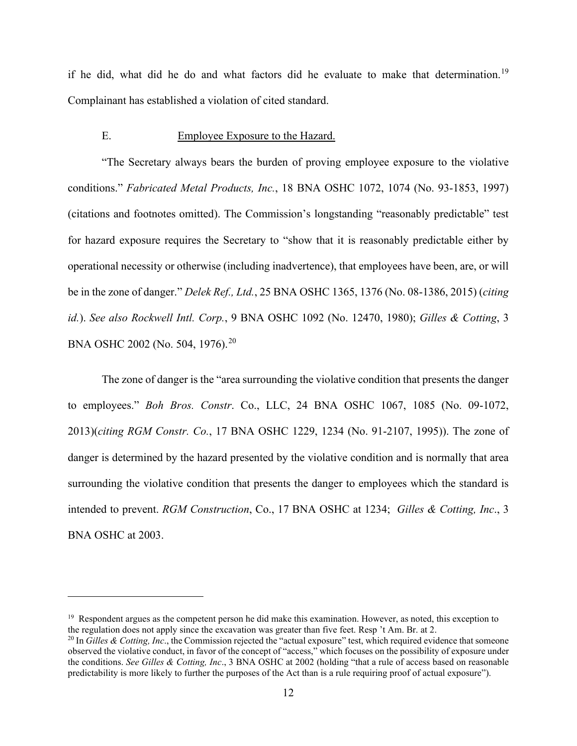if he did, what did he do and what factors did he evaluate to make that determination.[19] Complainant has established a violation of cited standard.

E. Employee Exposure to the Hazard.

"The Secretary always bears the burden of proving employee exposure to the violative conditions." *Fabricated Metal Products, Inc.*, 18 BNA OSHC 1072, 1074 (No. 93-1853, 1997) (citations and footnotes omitted). The Commission's longstanding "reasonably predictable" test for hazard exposure requires the Secretary to "show that it is reasonably predictable either by operational necessity or otherwise (including inadvertence), that employees have been, are, or will be in the zone of danger." *Delek Ref., Ltd.*, 25 BNA OSHC 1365, 1376 (No. 08-1386, 2015) (*citing id.*). *See also Rockwell Intl. Corp.*, 9 BNA OSHC 1092 (No. 12470, 1980); *Gilles & Cotting*, 3 BNA OSHC 2002 (No. 504, 1976).[20]

The zone of danger is the "area surrounding the violative condition that presents the danger to employees." *Boh Bros. Constr*. Co., LLC, 24 BNA OSHC 1067, 1085 (No. 09-1072, 2013)(*citing RGM Constr. Co.*, 17 BNA OSHC 1229, 1234 (No. 91-2107, 1995)). The zone of danger is determined by the hazard presented by the violative condition and is normally that area surrounding the violative condition that presents the danger to employees which the standard is intended to prevent. *RGM Construction*, Co., 17 BNA OSHC at 1234; *Gilles & Cotting, Inc*., 3 BNA OSHC at 2003.

---

[19] Respondent argues as the competent person he did make this examination. However, as noted, this exception to the regulation does not apply since the excavation was greater than five feet. Resp 't Am. Br. at 2.

[20] In *Gilles & Cotting, Inc*., the Commission rejected the "actual exposure" test, which required evidence that someone observed the violative conduct, in favor of the concept of "access," which focuses on the possibility of exposure under the conditions. *See Gilles & Cotting, Inc*., 3 BNA OSHC at 2002 (holding "that a rule of access based on reasonable predictability is more likely to further the purposes of the Act than is a rule requiring proof of actual exposure").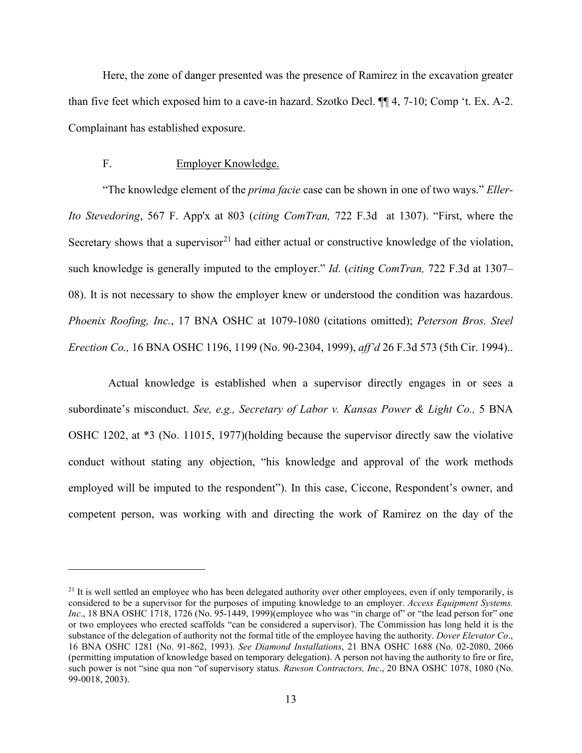Here, the zone of danger presented was the presence of Ramirez in the excavation greater than five feet which exposed him to a cave-in hazard. Szotko Decl. ¶¶ 4, 7-10; Comp 't. Ex. A-2. Complainant has established exposure.

F. <u>Employer Knowledge.</u>

"The knowledge element of the *prima facie* case can be shown in one of two ways." *Eller-Ito Stevedoring*, 567 F. App'x at 803 (*citing ComTran,* 722 F.3d at 1307). "First, where the Secretary shows that a supervisor[21] had either actual or constructive knowledge of the violation, such knowledge is generally imputed to the employer." *Id.* (*citing ComTran,* 722 F.3d at 1307–08). It is not necessary to show the employer knew or understood the condition was hazardous. *Phoenix Roofing, Inc.*, 17 BNA OSHC at 1079-1080 (citations omitted); *Peterson Bros. Steel Erection Co.,* 16 BNA OSHC 1196, 1199 (No. 90-2304, 1999), *aff'd* 26 F.3d 573 (5th Cir. 1994)..

Actual knowledge is established when a supervisor directly engages in or sees a subordinate's misconduct. *See, e.g., Secretary of Labor v. Kansas Power & Light Co.,* 5 BNA OSHC 1202, at *3 (No. 11015, 1977)(holding because the supervisor directly saw the violative conduct without stating any objection, "his knowledge and approval of the work methods employed will be imputed to the respondent"). In this case, Ciccone, Respondent's owner, and competent person, was working with and directing the work of Ramirez on the day of the

---

[21] It is well settled an employee who has been delegated authority over other employees, even if only temporarily, is considered to be a supervisor for the purposes of imputing knowledge to an employer. *Access Equipment Systems. Inc*., 18 BNA OSHC 1718, 1726 (No. 95-1449, 1999)(employee who was "in charge of" or "the lead person for" one or two employees who erected scaffolds "can be considered a supervisor). The Commission has long held it is the substance of the delegation of authority not the formal title of the employee having the authority. *Dover Elevator Co*., 16 BNA OSHC 1281 (No. 91-862, 1993). *See Diamond Installations*, 21 BNA OSHC 1688 (No. 02-2080, 2066 (permitting imputation of knowledge based on temporary delegation). A person not having the authority to fire or fire, such power is not "sine qua non "of supervisory status*. Rawson Contractors, Inc*., 20 BNA OSHC 1078, 1080 (No. 99-0018, 2003).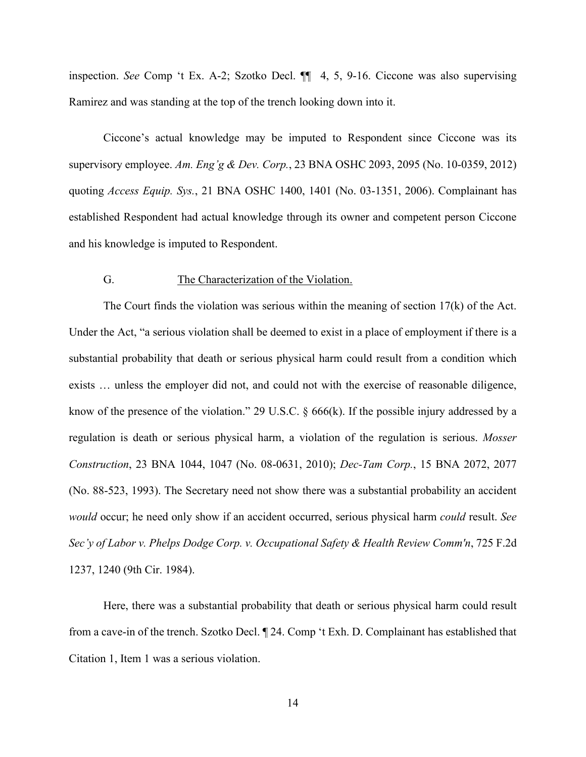inspection. *See* Comp 't Ex. A-2; Szotko Decl. ¶¶ 4, 5, 9-16. Ciccone was also supervising Ramirez and was standing at the top of the trench looking down into it.

Ciccone's actual knowledge may be imputed to Respondent since Ciccone was its supervisory employee. *Am. Eng'g & Dev. Corp.*, 23 BNA OSHC 2093, 2095 (No. 10-0359, 2012) quoting *Access Equip. Sys.*, 21 BNA OSHC 1400, 1401 (No. 03-1351, 2006). Complainant has established Respondent had actual knowledge through its owner and competent person Ciccone and his knowledge is imputed to Respondent.

G. The Characterization of the Violation.

The Court finds the violation was serious within the meaning of section 17(k) of the Act. Under the Act, "a serious violation shall be deemed to exist in a place of employment if there is a substantial probability that death or serious physical harm could result from a condition which exists … unless the employer did not, and could not with the exercise of reasonable diligence, know of the presence of the violation." 29 U.S.C. § 666(k). If the possible injury addressed by a regulation is death or serious physical harm, a violation of the regulation is serious. *Mosser Construction*, 23 BNA 1044, 1047 (No. 08-0631, 2010); *Dec-Tam Corp.*, 15 BNA 2072, 2077 (No. 88-523, 1993). The Secretary need not show there was a substantial probability an accident *would* occur; he need only show if an accident occurred, serious physical harm *could* result. *See Sec'y of Labor v. Phelps Dodge Corp. v. Occupational Safety & Health Review Comm'n*, 725 F.2d 1237, 1240 (9th Cir. 1984).

Here, there was a substantial probability that death or serious physical harm could result from a cave-in of the trench. Szotko Decl. ¶ 24. Comp 't Exh. D. Complainant has established that Citation 1, Item 1 was a serious violation.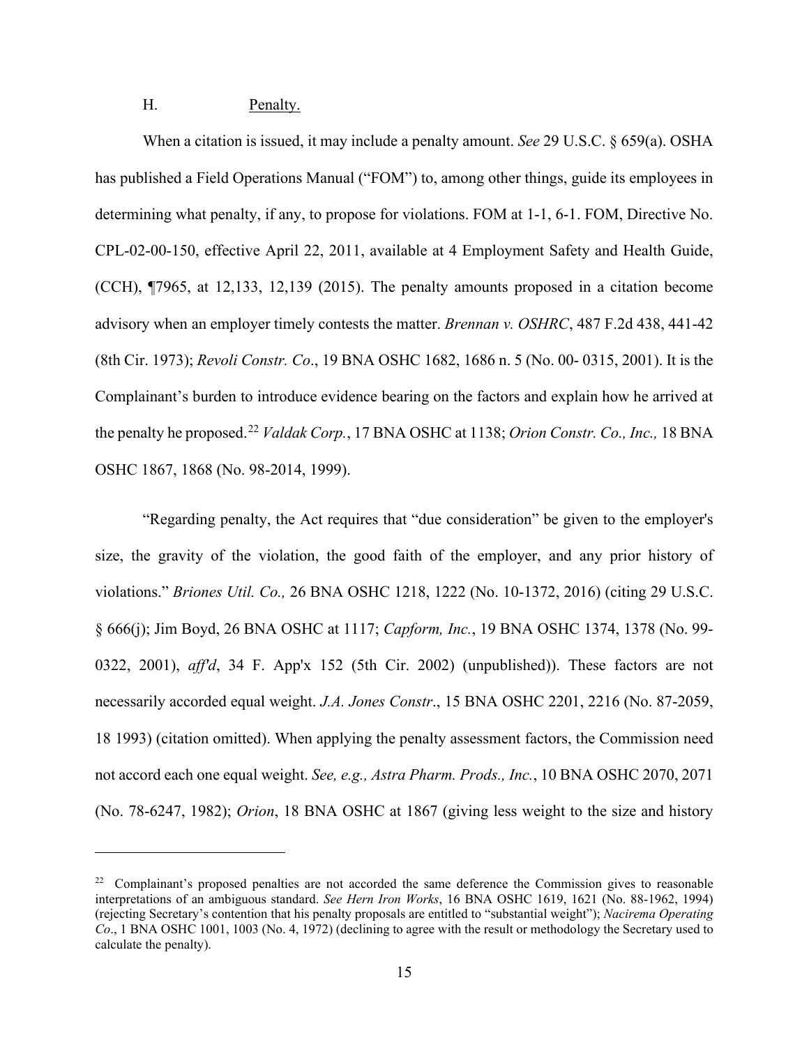### H. Penalty.

When a citation is issued, it may include a penalty amount. *See* 29 U.S.C. § 659(a). OSHA has published a Field Operations Manual ("FOM") to, among other things, guide its employees in determining what penalty, if any, to propose for violations. FOM at 1-1, 6-1. FOM, Directive No. CPL-02-00-150, effective April 22, 2011, available at 4 Employment Safety and Health Guide, (CCH), ¶7965, at 12,133, 12,139 (2015). The penalty amounts proposed in a citation become advisory when an employer timely contests the matter. *Brennan v. OSHRC*, 487 F.2d 438, 441-42 (8th Cir. 1973); *Revoli Constr. Co*., 19 BNA OSHC 1682, 1686 n. 5 (No. 00- 0315, 2001). It is the Complainant's burden to introduce evidence bearing on the factors and explain how he arrived at the penalty he proposed.[22] *Valdak Corp.*, 17 BNA OSHC at 1138; *Orion Constr. Co., Inc.,* 18 BNA OSHC 1867, 1868 (No. 98-2014, 1999).

"Regarding penalty, the Act requires that "due consideration" be given to the employer's size, the gravity of the violation, the good faith of the employer, and any prior history of violations." *Briones Util. Co.,* 26 BNA OSHC 1218, 1222 (No. 10-1372, 2016) (citing 29 U.S.C. § 666(j); Jim Boyd, 26 BNA OSHC at 1117; *Capform, Inc.*, 19 BNA OSHC 1374, 1378 (No. 99-0322, 2001), *aff'd*, 34 F. App'x 152 (5th Cir. 2002) (unpublished)). These factors are not necessarily accorded equal weight. *J.A. Jones Constr*., 15 BNA OSHC 2201, 2216 (No. 87-2059, 18 1993) (citation omitted). When applying the penalty assessment factors, the Commission need not accord each one equal weight. *See, e.g., Astra Pharm. Prods., Inc.*, 10 BNA OSHC 2070, 2071 (No. 78-6247, 1982); *Orion*, 18 BNA OSHC at 1867 (giving less weight to the size and history

---

[22] Complainant's proposed penalties are not accorded the same deference the Commission gives to reasonable interpretations of an ambiguous standard. *See Hern Iron Works*, 16 BNA OSHC 1619, 1621 (No. 88-1962, 1994) (rejecting Secretary's contention that his penalty proposals are entitled to "substantial weight"); *Nacirema Operating Co*., 1 BNA OSHC 1001, 1003 (No. 4, 1972) (declining to agree with the result or methodology the Secretary used to calculate the penalty).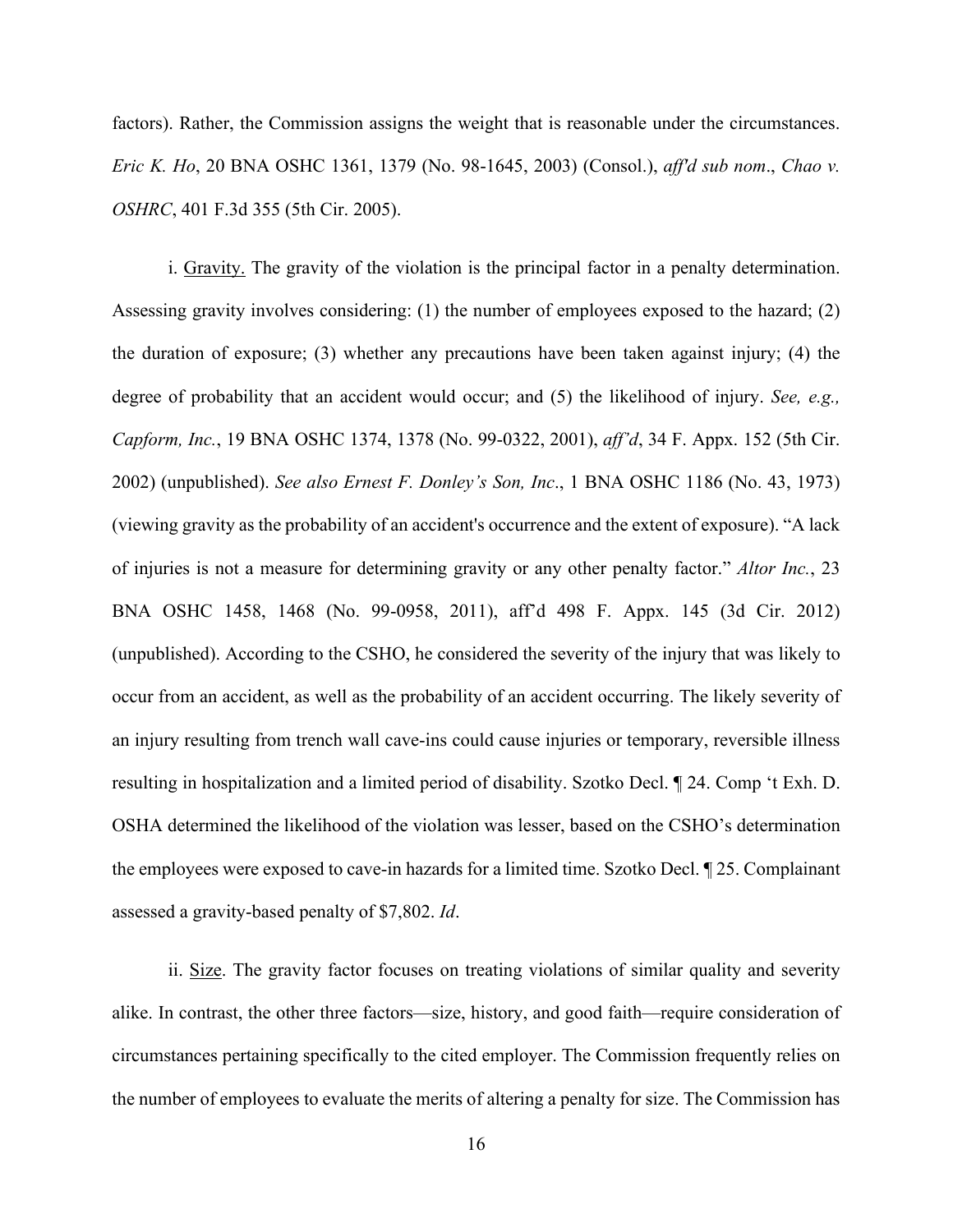factors). Rather, the Commission assigns the weight that is reasonable under the circumstances. *Eric K. Ho*, 20 BNA OSHC 1361, 1379 (No. 98-1645, 2003) (Consol.), *aff'd sub nom*., *Chao v. OSHRC*, 401 F.3d 355 (5th Cir. 2005).

i. Gravity. The gravity of the violation is the principal factor in a penalty determination. Assessing gravity involves considering: (1) the number of employees exposed to the hazard; (2) the duration of exposure; (3) whether any precautions have been taken against injury; (4) the degree of probability that an accident would occur; and (5) the likelihood of injury. *See, e.g., Capform, Inc.*, 19 BNA OSHC 1374, 1378 (No. 99-0322, 2001), *aff'd*, 34 F. Appx. 152 (5th Cir. 2002) (unpublished). *See also Ernest F. Donley's Son, Inc*., 1 BNA OSHC 1186 (No. 43, 1973) (viewing gravity as the probability of an accident's occurrence and the extent of exposure). "A lack of injuries is not a measure for determining gravity or any other penalty factor." *Altor Inc.*, 23 BNA OSHC 1458, 1468 (No. 99-0958, 2011), aff'd 498 F. Appx. 145 (3d Cir. 2012) (unpublished). According to the CSHO, he considered the severity of the injury that was likely to occur from an accident, as well as the probability of an accident occurring. The likely severity of an injury resulting from trench wall cave-ins could cause injuries or temporary, reversible illness resulting in hospitalization and a limited period of disability. Szotko Decl. ¶ 24. Comp 't Exh. D. OSHA determined the likelihood of the violation was lesser, based on the CSHO's determination the employees were exposed to cave-in hazards for a limited time. Szotko Decl. ¶ 25. Complainant assessed a gravity-based penalty of $7,802. *Id*.

ii. Size. The gravity factor focuses on treating violations of similar quality and severity alike. In contrast, the other three factors—size, history, and good faith—require consideration of circumstances pertaining specifically to the cited employer. The Commission frequently relies on the number of employees to evaluate the merits of altering a penalty for size. The Commission has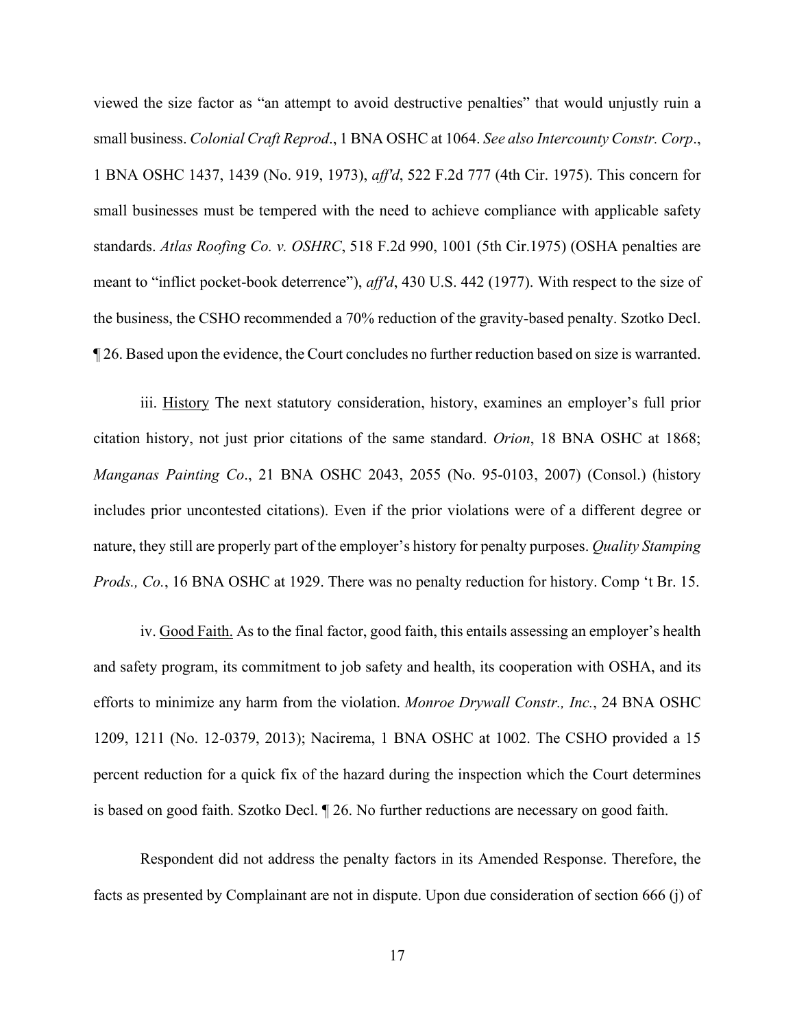viewed the size factor as "an attempt to avoid destructive penalties" that would unjustly ruin a small business. *Colonial Craft Reprod*., 1 BNA OSHC at 1064. *See also Intercounty Constr. Corp*., 1 BNA OSHC 1437, 1439 (No. 919, 1973), *aff'd*, 522 F.2d 777 (4th Cir. 1975). This concern for small businesses must be tempered with the need to achieve compliance with applicable safety standards. *Atlas Roofing Co. v. OSHRC*, 518 F.2d 990, 1001 (5th Cir.1975) (OSHA penalties are meant to "inflict pocket-book deterrence"), *aff'd*, 430 U.S. 442 (1977). With respect to the size of the business, the CSHO recommended a 70% reduction of the gravity-based penalty. Szotko Decl. ¶ 26. Based upon the evidence, the Court concludes no further reduction based on size is warranted.

iii. <u>History</u> The next statutory consideration, history, examines an employer's full prior citation history, not just prior citations of the same standard. *Orion*, 18 BNA OSHC at 1868; *Manganas Painting Co*., 21 BNA OSHC 2043, 2055 (No. 95-0103, 2007) (Consol.) (history includes prior uncontested citations). Even if the prior violations were of a different degree or nature, they still are properly part of the employer's history for penalty purposes. *Quality Stamping Prods., Co.*, 16 BNA OSHC at 1929. There was no penalty reduction for history. Comp 't Br. 15.

iv. <u>Good Faith.</u> As to the final factor, good faith, this entails assessing an employer's health and safety program, its commitment to job safety and health, its cooperation with OSHA, and its efforts to minimize any harm from the violation. *Monroe Drywall Constr., Inc.*, 24 BNA OSHC 1209, 1211 (No. 12-0379, 2013); Nacirema, 1 BNA OSHC at 1002. The CSHO provided a 15 percent reduction for a quick fix of the hazard during the inspection which the Court determines is based on good faith. Szotko Decl. ¶ 26. No further reductions are necessary on good faith.

Respondent did not address the penalty factors in its Amended Response. Therefore, the facts as presented by Complainant are not in dispute. Upon due consideration of section 666 (j) of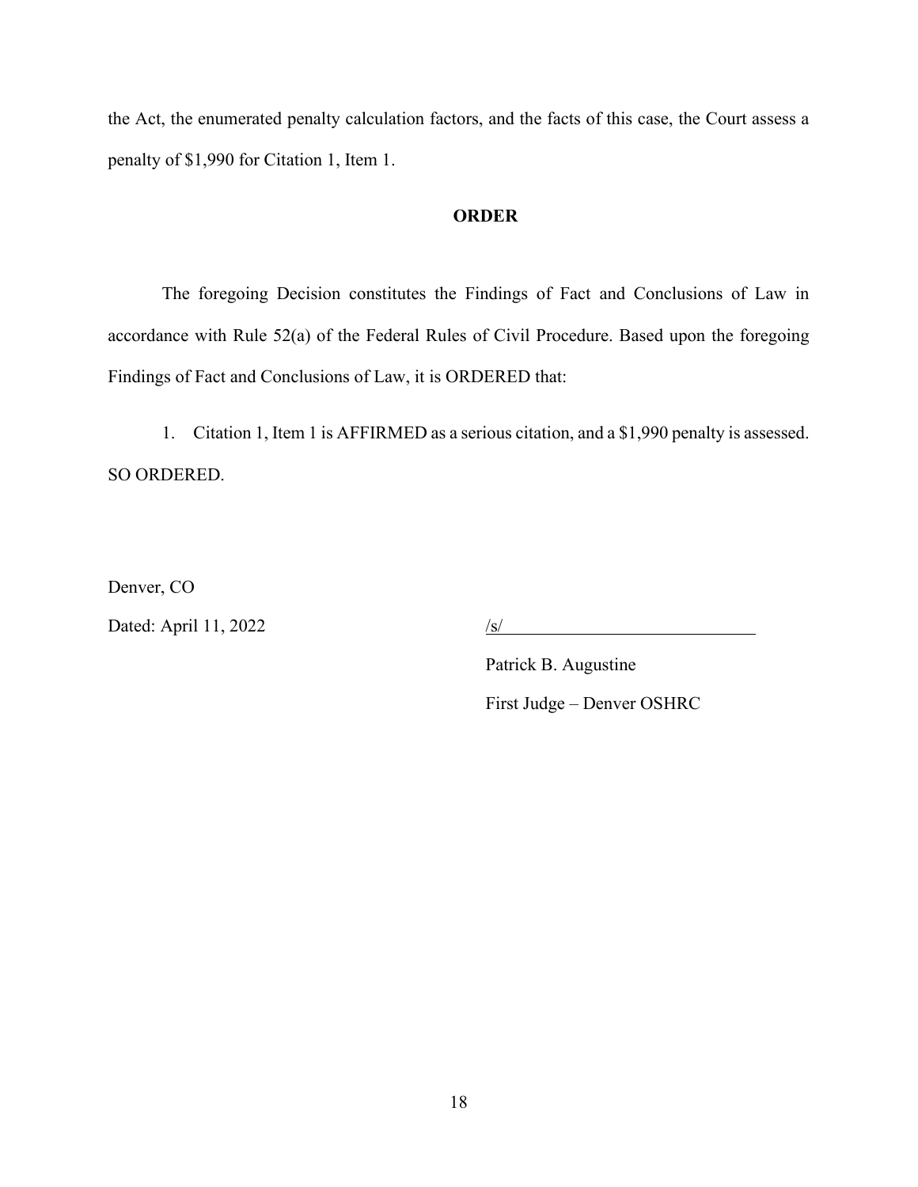the Act, the enumerated penalty calculation factors, and the facts of this case, the Court assess a penalty of $1,990 for Citation 1, Item 1.

## ORDER

The foregoing Decision constitutes the Findings of Fact and Conclusions of Law in accordance with Rule 52(a) of the Federal Rules of Civil Procedure. Based upon the foregoing Findings of Fact and Conclusions of Law, it is ORDERED that:

1. Citation 1, Item 1 is AFFIRMED as a serious citation, and a $1,990 penalty is assessed.

SO ORDERED.

Denver, CO

Dated: April 11, 2022

/s/

Patrick B. Augustine

First Judge – Denver OSHRC